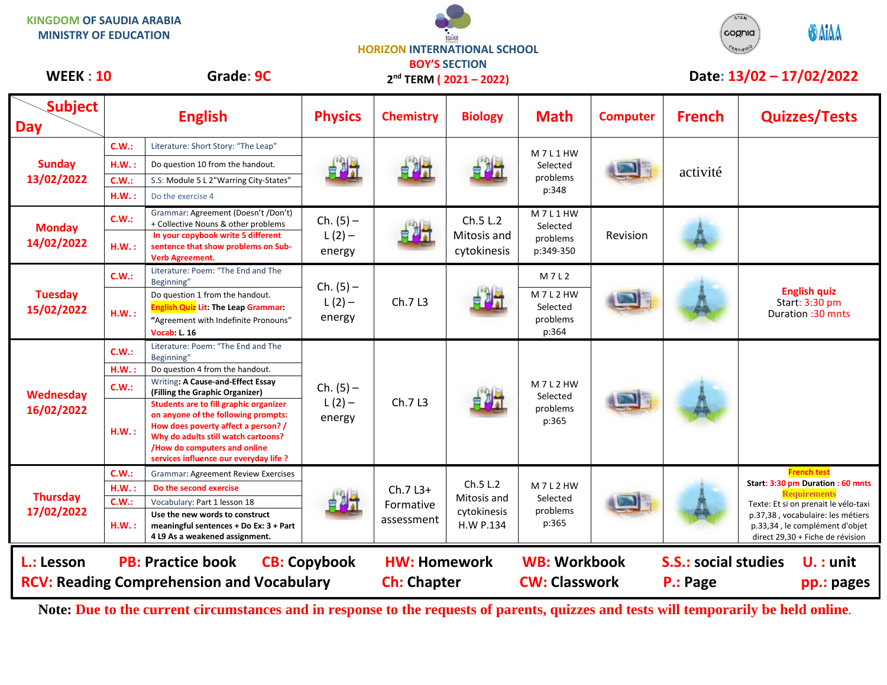KINGDOM OF SAUDIA ARABIA
MINISTRY OF EDUCATION

HORIZON INTERNATIONAL SCHOOL
BOY'S SECTION
2nd TERM ( 2021 – 2022)

**WEEK : 10** **Grade: 9C** **Date: 13/02 – 17/02/2022**

| Day \ Subject | English | | Physics | Chemistry | Biology | Math | Computer | French | Quizzes/Tests |
|---|---|---|---|---|---|---|---|---|---|
| **Sunday 13/02/2022** | C.W.: | Literature: Short Story: "The Leap" | | | | M 7 L 1 HW Selected problems p:348 | | activité | |
| | H.W. : | Do question 10 from the handout. | | | | | | | |
| | C.W.: | S.S: Module 5 L 2"Warring City-States" | | | | | | | |
| | H.W. : | Do the exercise 4 | | | | | | | |
| **Monday 14/02/2022** | C.W.: | Grammar: Agreement (Doesn't /Don't) + Collective Nouns & other problems | Ch. (5) – L (2) – energy | | Ch.5 L.2 Mitosis and cytokinesis | M 7 L 1 HW Selected problems p:349-350 | Revision | | |
| | H.W. : | **In your copybook write 5 different sentence that show problems on Sub-Verb Agreement.** | | | | | | | |
| **Tuesday 15/02/2022** | C.W.: | Literature: Poem: "The End and The Beginning" | Ch. (5) – L (2) – energy | Ch.7 L3 | | M 7 L 2 | | | **English quiz** Start: 3:30 pm Duration :30 mnts |
| | H.W. : | Do question 1 from the handout. **English Quiz Lit: The Leap Grammar: "Agreement with Indefinite Pronouns" Vocab: L. 16** | | | | M 7 L 2 HW Selected problems p:364 | | | |
| **Wednesday 16/02/2022** | C.W.: | Literature: Poem: "The End and The Beginning" | Ch. (5) – L (2) – energy | Ch.7 L3 | | M 7 L 2 HW Selected problems p:365 | | | |
| | H.W. : | Do question 4 from the handout. | | | | | | | |
| | C.W.: | Writing: **A Cause-and-Effect Essay (Filling the Graphic Organizer)** | | | | | | | |
| | H.W. : | **Students are to fill graphic organizer on anyone of the following prompts: How does poverty affect a person? / Why do adults still watch cartoons? /How do computers and online services influence our everyday life ?** | | | | | | | |
| **Thursday 17/02/2022** | C.W.: | Grammar: Agreement Review Exercises | | Ch.7 L3+ Formative assessment | Ch.5 L.2 Mitosis and cytokinesis H.W P.134 | M 7 L 2 HW Selected problems p:365 | | | **French test** Start: 3:30 pm Duration : 60 mnts **Requirements** Texte: Et si on prenait le vélo-taxi p.37,38 , vocabulaire: les métiers p.33,34 , le complément d'objet direct 29,30 + Fiche de révision |
| | H.W. : | **Do the second exercise** | | | | | | | |
| | C.W.: | Vocabulary: Part 1 lesson 18 | | | | | | | |
| | H.W. : | **Use the new words to construct meaningful sentences + Do Ex: 3 + Part 4 L9 As a weakened assignment.** | | | | | | | |

**L.: Lesson** **PB: Practice book** **CB: Copybook** **HW: Homework** **WB: Workbook** **S.S.: social studies** **U. : unit**
**RCV: Reading Comprehension and Vocabulary** **Ch: Chapter** **CW: Classwork** **P.: Page** **pp.: pages**

**Note:** Due to the current circumstances and in response to the requests of parents, quizzes and tests will temporarily be held online.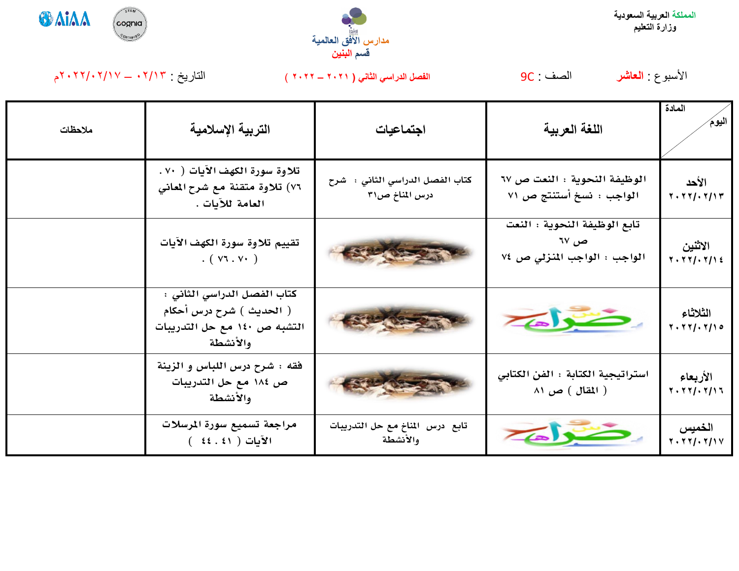المملكة العربية السعودية
وزارة التعليم

مدارس الأفق العالمية
قسم البنين

الأسبوع : العاشر     الصف : 9C     الفصل الدراسي الثاني ( ٢٠٢١ – ٢٠٢٢ )     التاريخ : ٠٢/١٣ – ٢٠٢٢/٠٢/١٧م

| المادة / اليوم | اللغة العربية | اجتماعيات | التربية الإسلامية | ملاحظات |
| --- | --- | --- | --- | --- |
| الأحد ٢٠٢٢/٠٢/١٣ | الوظيفة النحوية : النعت ص ٦٧ الواجب : نسخ أستنتج ص ٧١ | كتاب الفصل الدراسي الثاني : شرح درس المناخ ص٣١ | تلاوة سورة الكهف الآيات ( ٧٠ . ٧٦) تلاوة متقنة مع شرح المعاني العامة للآيات . | |
| الاثنين ٢٠٢٢/٠٢/١٤ | تابع الوظيفة النحوية : النعت ص ٦٧ الواجب : الواجب المنزلي ص ٧٤ | | تقييم تلاوة سورة الكهف الآيات ( ٧٠ . ٧٦ ) . | |
| الثلاثاء ٢٠٢٢/٠٢/١٥ | | | كتاب الفصل الدراسي الثاني : ( الحديث ) شرح درس أحكام التشبه ص ١٤٠ مع حل التدريبات والأنشطة | |
| الأربعاء ٢٠٢٢/٠٢/١٦ | استراتيجية الكتابة : الفن الكتابي ( المقال ) ص ٨١ | | فقه : شرح درس اللباس و الزينة ص ١٨٤ مع حل التدريبات والأنشطة | |
| الخميس ٢٠٢٢/٠٢/١٧ | | تابع درس المناخ مع حل التدريبات والأنشطة | مراجعة تسميع سورة المرسلات الآيات ( ٤١ . ٤٤ ) | |